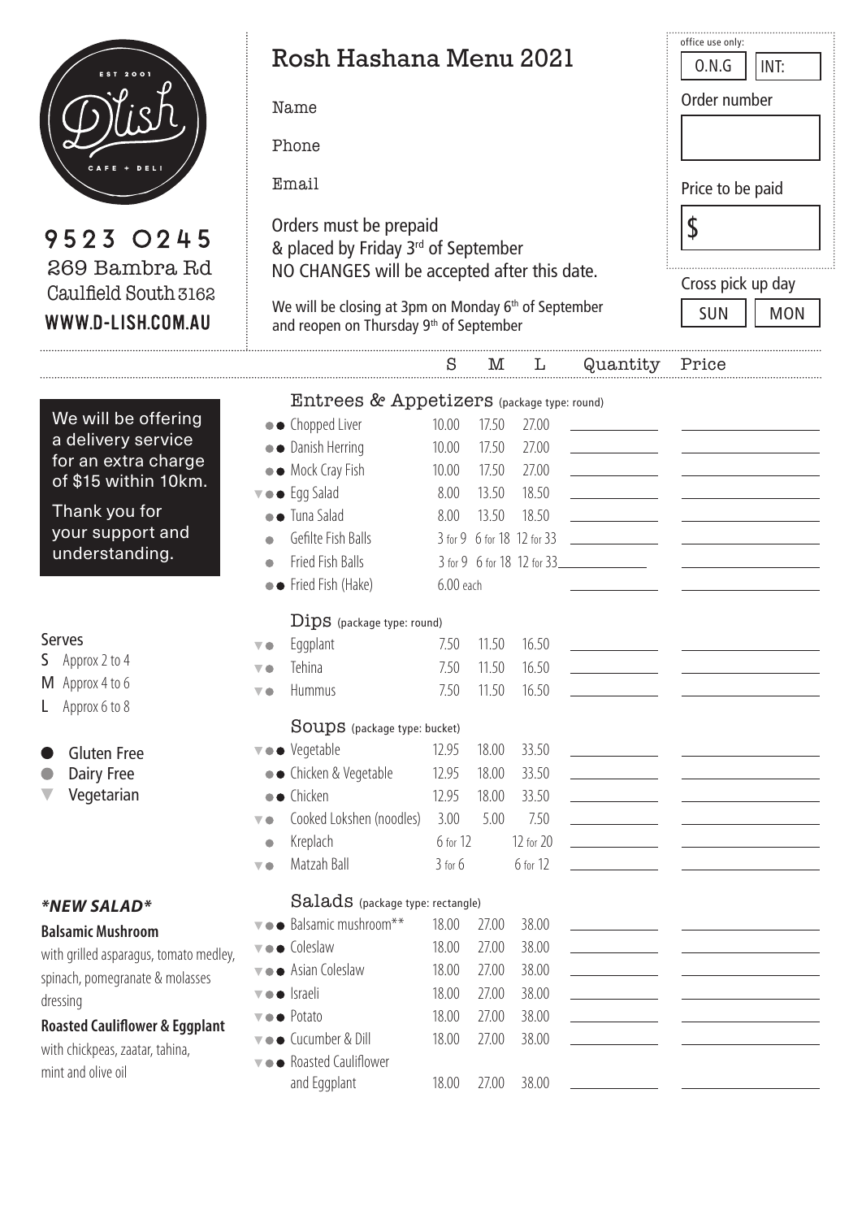D'lish
EST 2001
CAFE + DELI

9523 0245
269 Bambra Rd
Caulfield South 3162
WWW.D-LISH.COM.AU

# Rosh Hashana Menu 2021

Name

Phone

Email

Orders must be prepaid
& placed by Friday 3rd of September
NO CHANGES will be accepted after this date.

We will be closing at 3pm on Monday 6th of September
and reopen on Thursday 9th of September

office use only:
O.N.G | INT:

Order number

Price to be paid

$

Cross pick up day

SUN | MON

We will be offering a delivery service for an extra charge of $15 within 10km.

Thank you for your support and understanding.

**Serves**
- S Approx 2 to 4
- M Approx 4 to 6
- L Approx 6 to 8

- ● Gluten Free
- ● Dairy Free
- ▼ Vegetarian

***NEW SALAD***

**Balsamic Mushroom**
with grilled asparagus, tomato medley, spinach, pomegranate & molasses dressing

**Roasted Cauliflower & Eggplant**
with chickpeas, zaatar, tahina, mint and olive oil

| | S | M | L | Quantity | Price |
|---|---|---|---|---|---|
| **Entrees & Appetizers** (package type: round) | | | | | |
| ●● Chopped Liver | 10.00 | 17.50 | 27.00 | | |
| ●● Danish Herring | 10.00 | 17.50 | 27.00 | | |
| ●● Mock Cray Fish | 10.00 | 17.50 | 27.00 | | |
| ▼●● Egg Salad | 8.00 | 13.50 | 18.50 | | |
| ●● Tuna Salad | 8.00 | 13.50 | 18.50 | | |
| ● Gefilte Fish Balls | 3 for 9 | 6 for 18 | 12 for 33 | | |
| ● Fried Fish Balls | 3 for 9 | 6 for 18 | 12 for 33 | | |
| ●● Fried Fish (Hake) | 6.00 each | | | | |
| **Dips** (package type: round) | | | | | |
| ▼● Eggplant | 7.50 | 11.50 | 16.50 | | |
| ▼● Tehina | 7.50 | 11.50 | 16.50 | | |
| ▼● Hummus | 7.50 | 11.50 | 16.50 | | |
| **Soups** (package type: bucket) | | | | | |
| ▼●● Vegetable | 12.95 | 18.00 | 33.50 | | |
| ●● Chicken & Vegetable | 12.95 | 18.00 | 33.50 | | |
| ●● Chicken | 12.95 | 18.00 | 33.50 | | |
| ▼● Cooked Lokshen (noodles) | 3.00 | 5.00 | 7.50 | | |
| ● Kreplach | 6 for 12 | | 12 for 20 | | |
| ▼● Matzah Ball | 3 for 6 | | 6 for 12 | | |
| **Salads** (package type: rectangle) | | | | | |
| ▼●● Balsamic mushroom** | 18.00 | 27.00 | 38.00 | | |
| ▼●● Coleslaw | 18.00 | 27.00 | 38.00 | | |
| ▼●● Asian Coleslaw | 18.00 | 27.00 | 38.00 | | |
| ▼●● Israeli | 18.00 | 27.00 | 38.00 | | |
| ▼●● Potato | 18.00 | 27.00 | 38.00 | | |
| ▼●● Cucumber & Dill | 18.00 | 27.00 | 38.00 | | |
| ▼●● Roasted Cauliflower and Eggplant | 18.00 | 27.00 | 38.00 | | |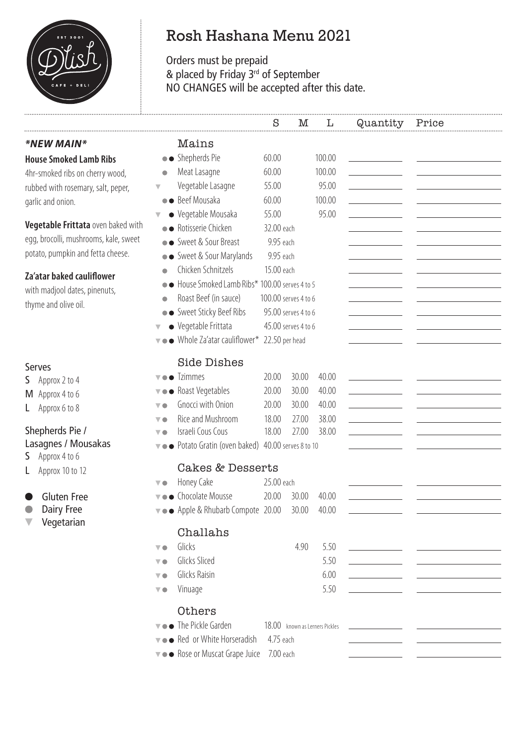Dlish — EST 2001 — CAFE + DELI

# Rosh Hashana Menu 2021

Orders must be prepaid
& placed by Friday 3rd of September
NO CHANGES will be accepted after this date.

***NEW MAIN***

**House Smoked Lamb Ribs**
4hr-smoked ribs on cherry wood, rubbed with rosemary, salt, peper, garlic and onion.

**Vegetable Frittata** oven baked with egg, brocolli, mushrooms, kale, sweet potato, pumpkin and fetta cheese.

**Za'atar baked cauliflower**
with madjool dates, pinenuts, thyme and olive oil.

**Serves**
- S Approx 2 to 4
- M Approx 4 to 6
- L Approx 6 to 8

**Shepherds Pie / Lasagnes / Mousakas**
- S Approx 4 to 6
- L Approx 10 to 12

- ● Gluten Free
- ● Dairy Free
- ▼ Vegetarian

| | | S | M | L | Quantity | Price |
|---|---|---|---|---|---|---|
| | **Mains** | | | | | |
| ●● | Shepherds Pie | 60.00 | | 100.00 | | |
| ● | Meat Lasagne | 60.00 | | 100.00 | | |
| ▼ | Vegetable Lasagne | 55.00 | | 95.00 | | |
| ●● | Beef Mousaka | 60.00 | | 100.00 | | |
| ▼ ● | Vegetable Mousaka | 55.00 | | 95.00 | | |
| ●● | Rotisserie Chicken | 32.00 each | | | | |
| ●● | Sweet & Sour Breast | 9.95 each | | | | |
| ●● | Sweet & Sour Marylands | 9.95 each | | | | |
| ● | Chicken Schnitzels | 15.00 each | | | | |
| ●● | House Smoked Lamb Ribs* | 100.00 serves 4 to 5 | | | | |
| ● | Roast Beef (in sauce) | 100.00 serves 4 to 6 | | | | |
| ●● | Sweet Sticky Beef Ribs | 95.00 serves 4 to 6 | | | | |
| ▼ ● | Vegetable Frittata | 45.00 serves 4 to 6 | | | | |
| ▼●● | Whole Za'atar cauliflower* | 22.50 per head | | | | |
| | **Side Dishes** | | | | | |
| ▼●● | Tzimmes | 20.00 | 30.00 | 40.00 | | |
| ▼●● | Roast Vegetables | 20.00 | 30.00 | 40.00 | | |
| ▼● | Gnocci with Onion | 20.00 | 30.00 | 40.00 | | |
| ▼● | Rice and Mushroom | 18.00 | 27.00 | 38.00 | | |
| ▼● | Israeli Cous Cous | 18.00 | 27.00 | 38.00 | | |
| ▼●● | Potato Gratin (oven baked) | 40.00 serves 8 to 10 | | | | |
| | **Cakes & Desserts** | | | | | |
| ▼● | Honey Cake | 25.00 each | | | | |
| ▼●● | Chocolate Mousse | 20.00 | 30.00 | 40.00 | | |
| ▼●● | Apple & Rhubarb Compote | 20.00 | 30.00 | 40.00 | | |
| | **Challahs** | | | | | |
| ▼● | Glicks | | 4.90 | 5.50 | | |
| ▼● | Glicks Sliced | | | 5.50 | | |
| ▼● | Glicks Raisin | | | 6.00 | | |
| ▼● | Vinuage | | | 5.50 | | |
| | **Others** | | | | | |
| ▼●● | The Pickle Garden | 18.00 known as Lerners Pickles | | | | |
| ▼●● | Red or White Horseradish | 4.75 each | | | | |
| ▼●● | Rose or Muscat Grape Juice | 7.00 each | | | | |